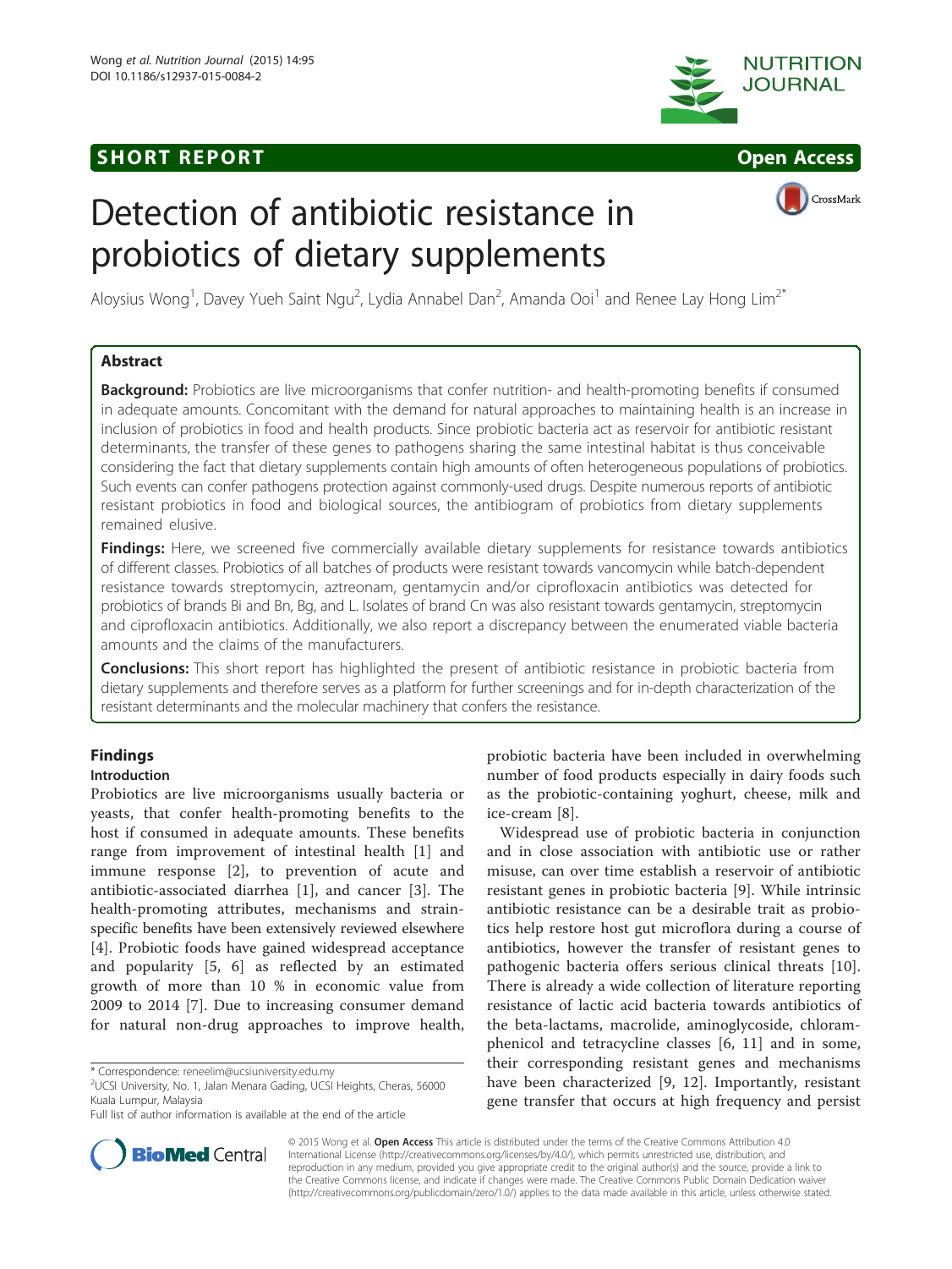**SHORT REPORT** **Open Access**

# Detection of antibiotic resistance in probiotics of dietary supplements

Aloysius Wong[1], Davey Yueh Saint Ngu[2], Lydia Annabel Dan[2], Amanda Ooi[1] and Renee Lay Hong Lim[2*]

## Abstract

**Background:** Probiotics are live microorganisms that confer nutrition- and health-promoting benefits if consumed in adequate amounts. Concomitant with the demand for natural approaches to maintaining health is an increase in inclusion of probiotics in food and health products. Since probiotic bacteria act as reservoir for antibiotic resistant determinants, the transfer of these genes to pathogens sharing the same intestinal habitat is thus conceivable considering the fact that dietary supplements contain high amounts of often heterogeneous populations of probiotics. Such events can confer pathogens protection against commonly-used drugs. Despite numerous reports of antibiotic resistant probiotics in food and biological sources, the antibiogram of probiotics from dietary supplements remained elusive.

**Findings:** Here, we screened five commercially available dietary supplements for resistance towards antibiotics of different classes. Probiotics of all batches of products were resistant towards vancomycin while batch-dependent resistance towards streptomycin, aztreonam, gentamycin and/or ciprofloxacin antibiotics was detected for probiotics of brands Bi and Bn, Bg, and L. Isolates of brand Cn was also resistant towards gentamycin, streptomycin and ciprofloxacin antibiotics. Additionally, we also report a discrepancy between the enumerated viable bacteria amounts and the claims of the manufacturers.

**Conclusions:** This short report has highlighted the present of antibiotic resistance in probiotic bacteria from dietary supplements and therefore serves as a platform for further screenings and for in-depth characterization of the resistant determinants and the molecular machinery that confers the resistance.

## Findings

### Introduction

Probiotics are live microorganisms usually bacteria or yeasts, that confer health-promoting benefits to the host if consumed in adequate amounts. These benefits range from improvement of intestinal health [1] and immune response [2], to prevention of acute and antibiotic-associated diarrhea [1], and cancer [3]. The health-promoting attributes, mechanisms and strain-specific benefits have been extensively reviewed elsewhere [4]. Probiotic foods have gained widespread acceptance and popularity [5, 6] as reflected by an estimated growth of more than 10 % in economic value from 2009 to 2014 [7]. Due to increasing consumer demand for natural non-drug approaches to improve health, probiotic bacteria have been included in overwhelming number of food products especially in dairy foods such as the probiotic-containing yoghurt, cheese, milk and ice-cream [8].

Widespread use of probiotic bacteria in conjunction and in close association with antibiotic use or rather misuse, can over time establish a reservoir of antibiotic resistant genes in probiotic bacteria [9]. While intrinsic antibiotic resistance can be a desirable trait as probiotics help restore host gut microflora during a course of antibiotics, however the transfer of resistant genes to pathogenic bacteria offers serious clinical threats [10]. There is already a wide collection of literature reporting resistance of lactic acid bacteria towards antibiotics of the beta-lactams, macrolide, aminoglycoside, chloramphenicol and tetracycline classes [6, 11] and in some, their corresponding resistant genes and mechanisms have been characterized [9, 12]. Importantly, resistant gene transfer that occurs at high frequency and persist

* Correspondence: reneelim@ucsiuniversity.edu.my
[2]UCSI University, No. 1, Jalan Menara Gading, UCSI Heights, Cheras, 56000 Kuala Lumpur, Malaysia
Full list of author information is available at the end of the article

© 2015 Wong et al. **Open Access** This article is distributed under the terms of the Creative Commons Attribution 4.0 International License (http://creativecommons.org/licenses/by/4.0/), which permits unrestricted use, distribution, and reproduction in any medium, provided you give appropriate credit to the original author(s) and the source, provide a link to the Creative Commons license, and indicate if changes were made. The Creative Commons Public Domain Dedication waiver (http://creativecommons.org/publicdomain/zero/1.0/) applies to the data made available in this article, unless otherwise stated.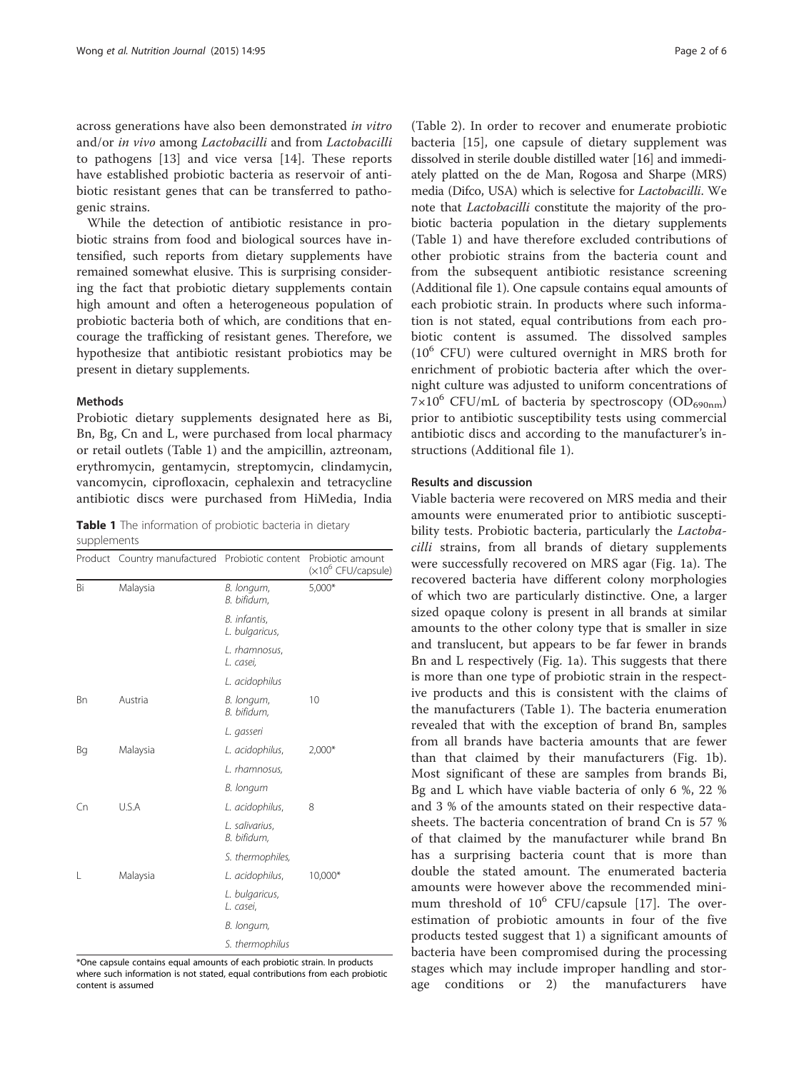across generations have also been demonstrated *in vitro* and/or *in vivo* among *Lactobacilli* and from *Lactobacilli* to pathogens [13] and vice versa [14]. These reports have established probiotic bacteria as reservoir of antibiotic resistant genes that can be transferred to pathogenic strains.

While the detection of antibiotic resistance in probiotic strains from food and biological sources have intensified, such reports from dietary supplements have remained somewhat elusive. This is surprising considering the fact that probiotic dietary supplements contain high amount and often a heterogeneous population of probiotic bacteria both of which, are conditions that encourage the trafficking of resistant genes. Therefore, we hypothesize that antibiotic resistant probiotics may be present in dietary supplements.

## Methods

Probiotic dietary supplements designated here as Bi, Bn, Bg, Cn and L, were purchased from local pharmacy or retail outlets (Table 1) and the ampicillin, aztreonam, erythromycin, gentamycin, streptomycin, clindamycin, vancomycin, ciprofloxacin, cephalexin and tetracycline antibiotic discs were purchased from HiMedia, India (Table 2). In order to recover and enumerate probiotic bacteria [15], one capsule of dietary supplement was dissolved in sterile double distilled water [16] and immediately platted on the de Man, Rogosa and Sharpe (MRS) media (Difco, USA) which is selective for *Lactobacilli*. We note that *Lactobacilli* constitute the majority of the probiotic bacteria population in the dietary supplements (Table 1) and have therefore excluded contributions of other probiotic strains from the bacteria count and from the subsequent antibiotic resistance screening (Additional file 1). One capsule contains equal amounts of each probiotic strain. In products where such information is not stated, equal contributions from each probiotic content is assumed. The dissolved samples ($10^6$ CFU) were cultured overnight in MRS broth for enrichment of probiotic bacteria after which the overnight culture was adjusted to uniform concentrations of $7{\times}10^6$ CFU/mL of bacteria by spectroscopy ($OD_{690nm}$) prior to antibiotic susceptibility tests using commercial antibiotic discs and according to the manufacturer's instructions (Additional file 1).

**Table 1** The information of probiotic bacteria in dietary supplements

| Product | Country manufactured | Probiotic content | Probiotic amount ($\times10^6$ CFU/capsule) |
|---|---|---|---|
| Bi | Malaysia | *B. longum, B. bifidum,* | 5,000* |
| | | *B. infantis, L. bulgaricus,* | |
| | | *L. rhamnosus, L. casei,* | |
| | | *L. acidophilus* | |
| Bn | Austria | *B. longum, B. bifidum,* | 10 |
| | | *L. gasseri* | |
| Bg | Malaysia | *L. acidophilus,* | 2,000* |
| | | *L. rhamnosus,* | |
| | | *B. longum* | |
| Cn | U.S.A | *L. acidophilus,* | 8 |
| | | *L. salivarius, B. bifidum,* | |
| | | *S. thermophiles,* | |
| L | Malaysia | *L. acidophilus,* | 10,000* |
| | | *L. bulgaricus, L. casei,* | |
| | | *B. longum,* | |
| | | *S. thermophilus* | |

*One capsule contains equal amounts of each probiotic strain. In products where such information is not stated, equal contributions from each probiotic content is assumed

## Results and discussion

Viable bacteria were recovered on MRS media and their amounts were enumerated prior to antibiotic susceptibility tests. Probiotic bacteria, particularly the *Lactobacilli* strains, from all brands of dietary supplements were successfully recovered on MRS agar (Fig. 1a). The recovered bacteria have different colony morphologies of which two are particularly distinctive. One, a larger sized opaque colony is present in all brands at similar amounts to the other colony type that is smaller in size and translucent, but appears to be far fewer in brands Bn and L respectively (Fig. 1a). This suggests that there is more than one type of probiotic strain in the respective products and this is consistent with the claims of the manufacturers (Table 1). The bacteria enumeration revealed that with the exception of brand Bn, samples from all brands have bacteria amounts that are fewer than that claimed by their manufacturers (Fig. 1b). Most significant of these are samples from brands Bi, Bg and L which have viable bacteria of only 6 %, 22 % and 3 % of the amounts stated on their respective datasheets. The bacteria concentration of brand Cn is 57 % of that claimed by the manufacturer while brand Bn has a surprising bacteria count that is more than double the stated amount. The enumerated bacteria amounts were however above the recommended minimum threshold of $10^6$ CFU/capsule [17]. The overestimation of probiotic amounts in four of the five products tested suggest that 1) a significant amounts of bacteria have been compromised during the processing stages which may include improper handling and storage conditions or 2) the manufacturers have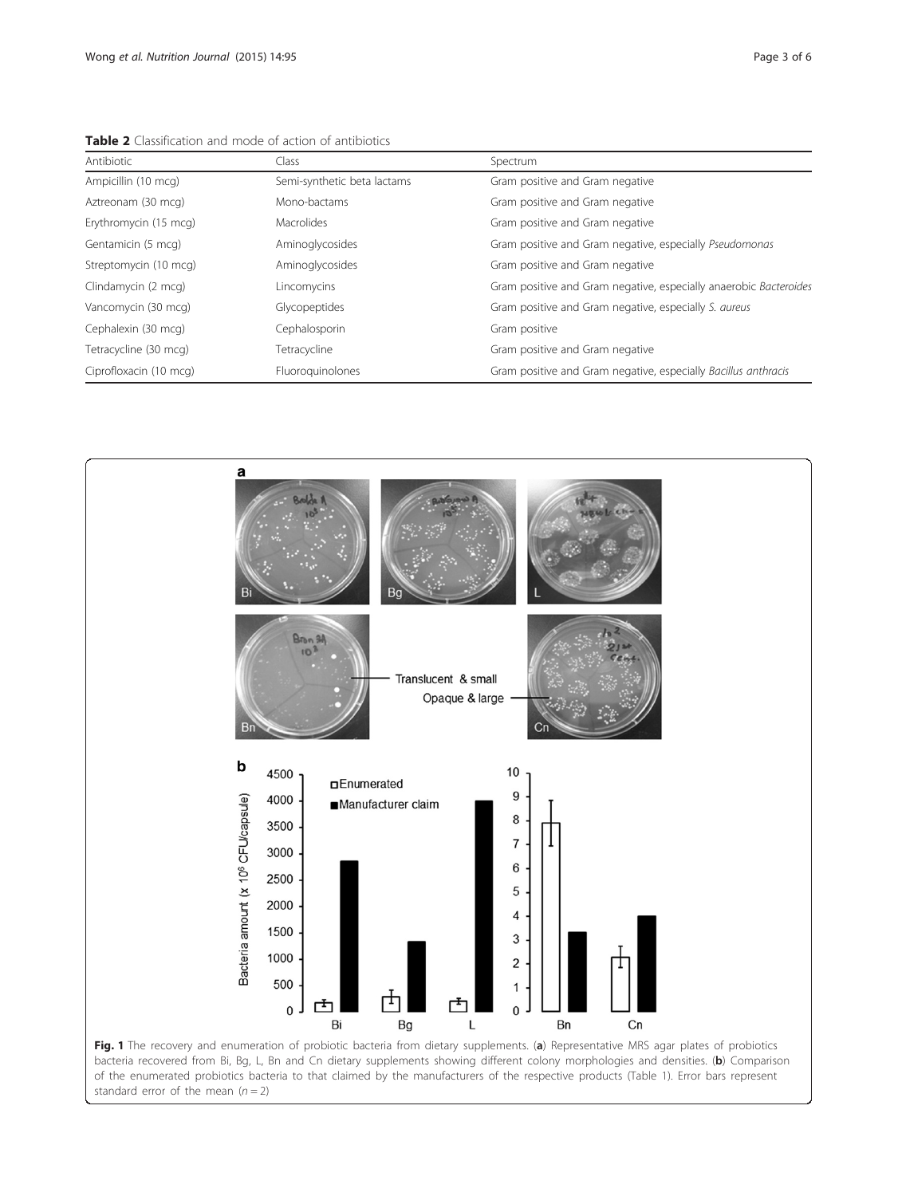**Table 2** Classification and mode of action of antibiotics

| Antibiotic | Class | Spectrum |
|---|---|---|
| Ampicillin (10 mcg) | Semi-synthetic beta lactams | Gram positive and Gram negative |
| Aztreonam (30 mcg) | Mono-bactams | Gram positive and Gram negative |
| Erythromycin (15 mcg) | Macrolides | Gram positive and Gram negative |
| Gentamicin (5 mcg) | Aminoglycosides | Gram positive and Gram negative, especially *Pseudomonas* |
| Streptomycin (10 mcg) | Aminoglycosides | Gram positive and Gram negative |
| Clindamycin (2 mcg) | Lincomycins | Gram positive and Gram negative, especially anaerobic *Bacteroides* |
| Vancomycin (30 mcg) | Glycopeptides | Gram positive and Gram negative, especially *S. aureus* |
| Cephalexin (30 mcg) | Cephalosporin | Gram positive |
| Tetracycline (30 mcg) | Tetracycline | Gram positive and Gram negative |
| Ciprofloxacin (10 mcg) | Fluoroquinolones | Gram positive and Gram negative, especially *Bacillus anthracis* |

**Fig. 1** The recovery and enumeration of probiotic bacteria from dietary supplements. (**a**) Representative MRS agar plates of probiotics bacteria recovered from Bi, Bg, L, Bn and Cn dietary supplements showing different colony morphologies and densities. (**b**) Comparison of the enumerated probiotics bacteria to that claimed by the manufacturers of the respective products (Table 1). Error bars represent standard error of the mean ($n = 2$)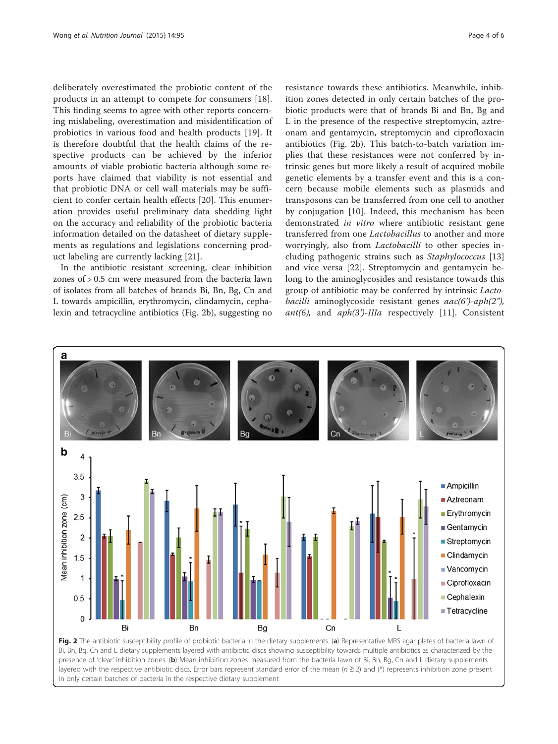deliberately overestimated the probiotic content of the products in an attempt to compete for consumers [18]. This finding seems to agree with other reports concerning mislabeling, overestimation and misidentification of probiotics in various food and health products [19]. It is therefore doubtful that the health claims of the respective products can be achieved by the inferior amounts of viable probiotic bacteria although some reports have claimed that viability is not essential and that probiotic DNA or cell wall materials may be sufficient to confer certain health effects [20]. This enumeration provides useful preliminary data shedding light on the accuracy and reliability of the probiotic bacteria information detailed on the datasheet of dietary supplements as regulations and legislations concerning product labeling are currently lacking [21].

In the antibiotic resistant screening, clear inhibition zones of > 0.5 cm were measured from the bacteria lawn of isolates from all batches of brands Bi, Bn, Bg, Cn and L towards ampicillin, erythromycin, clindamycin, cephalexin and tetracycline antibiotics (Fig. 2b), suggesting no resistance towards these antibiotics. Meanwhile, inhibition zones detected in only certain batches of the probiotic products were that of brands Bi and Bn, Bg and L in the presence of the respective streptomycin, aztreonam and gentamycin, streptomycin and ciprofloxacin antibiotics (Fig. 2b). This batch-to-batch variation implies that these resistances were not conferred by intrinsic genes but more likely a result of acquired mobile genetic elements by a transfer event and this is a concern because mobile elements such as plasmids and transposons can be transferred from one cell to another by conjugation [10]. Indeed, this mechanism has been demonstrated *in vitro* where antibiotic resistant gene transferred from one *Lactobacillus* to another and more worryingly, also from *Lactobacilli* to other species including pathogenic strains such as *Staphylococcus* [13] and vice versa [22]. Streptomycin and gentamycin belong to the aminoglycosides and resistance towards this group of antibiotic may be conferred by intrinsic *Lactobacilli* aminoglycoside resistant genes *aac(6')-aph(2")*, *ant(6)*, and *aph(3')-IIIa* respectively [11]. Consistent

**Fig. 2** The antibiotic susceptibility profile of probiotic bacteria in the dietary supplements. (**a**) Representative MRS agar plates of bacteria lawn of Bi, Bn, Bg, Cn and L dietary supplements layered with antibiotic discs showing susceptibility towards multiple antibiotics as characterized by the presence of 'clear' inhibition zones. (**b**) Mean inhibition zones measured from the bacteria lawn of Bi, Bn, Bg, Cn and L dietary supplements layered with the respective antibiotic discs. Error bars represent standard error of the mean ($n \geq 2$) and (*) represents inhibition zone present in only certain batches of bacteria in the respective dietary supplement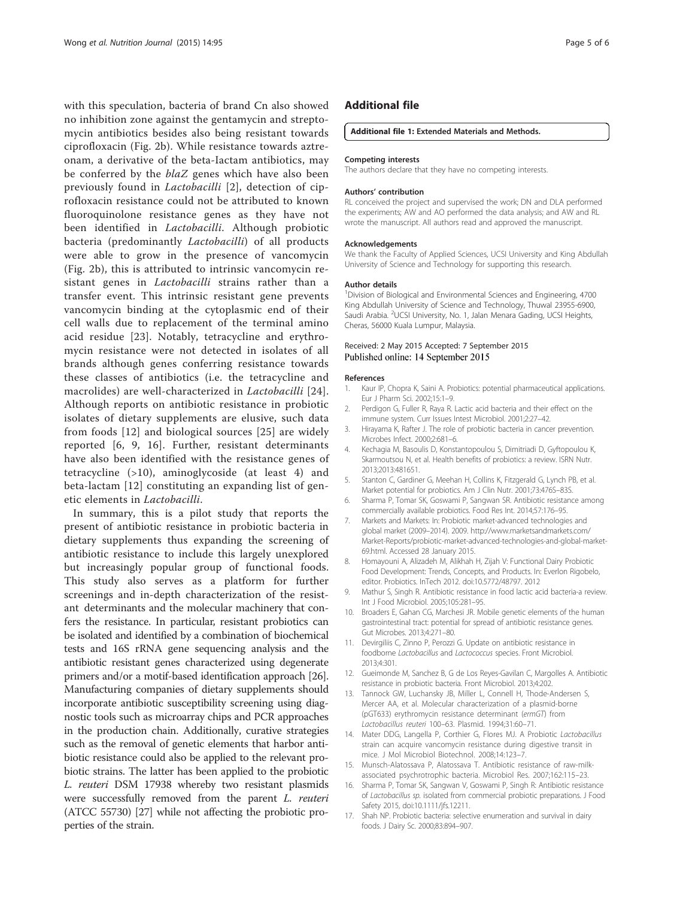with this speculation, bacteria of brand Cn also showed no inhibition zone against the gentamycin and streptomycin antibiotics besides also being resistant towards ciprofloxacin (Fig. 2b). While resistance towards aztreonam, a derivative of the beta-Iactam antibiotics, may be conferred by the *blaZ* genes which have also been previously found in *Lactobacilli* [2], detection of ciprofloxacin resistance could not be attributed to known fluoroquinolone resistance genes as they have not been identified in *Lactobacilli*. Although probiotic bacteria (predominantly *Lactobacilli*) of all products were able to grow in the presence of vancomycin (Fig. 2b), this is attributed to intrinsic vancomycin resistant genes in *Lactobacilli* strains rather than a transfer event. This intrinsic resistant gene prevents vancomycin binding at the cytoplasmic end of their cell walls due to replacement of the terminal amino acid residue [23]. Notably, tetracycline and erythromycin resistance were not detected in isolates of all brands although genes conferring resistance towards these classes of antibiotics (i.e. the tetracycline and macrolides) are well-characterized in *Lactobacilli* [24]. Although reports on antibiotic resistance in probiotic isolates of dietary supplements are elusive, such data from foods [12] and biological sources [25] are widely reported [6, 9, 16]. Further, resistant determinants have also been identified with the resistance genes of tetracycline (>10), aminoglycoside (at least 4) and beta-lactam [12] constituting an expanding list of genetic elements in *Lactobacilli*.

In summary, this is a pilot study that reports the present of antibiotic resistance in probiotic bacteria in dietary supplements thus expanding the screening of antibiotic resistance to include this largely unexplored but increasingly popular group of functional foods. This study also serves as a platform for further screenings and in-depth characterization of the resistant determinants and the molecular machinery that confers the resistance. In particular, resistant probiotics can be isolated and identified by a combination of biochemical tests and 16S rRNA gene sequencing analysis and the antibiotic resistant genes characterized using degenerate primers and/or a motif-based identification approach [26]. Manufacturing companies of dietary supplements should incorporate antibiotic susceptibility screening using diagnostic tools such as microarray chips and PCR approaches in the production chain. Additionally, curative strategies such as the removal of genetic elements that harbor antibiotic resistance could also be applied to the relevant probiotic strains. The latter has been applied to the probiotic *L. reuteri* DSM 17938 whereby two resistant plasmids were successfully removed from the parent *L. reuteri* (ATCC 55730) [27] while not affecting the probiotic properties of the strain.

## Additional file

**Additional file 1: Extended Materials and Methods.**

#### Competing interests
The authors declare that they have no competing interests.

#### Authors' contribution
RL conceived the project and supervised the work; DN and DLA performed the experiments; AW and AO performed the data analysis; and AW and RL wrote the manuscript. All authors read and approved the manuscript.

#### Acknowledgements
We thank the Faculty of Applied Sciences, UCSI University and King Abdullah University of Science and Technology for supporting this research.

#### Author details
[1]Division of Biological and Environmental Sciences and Engineering, 4700 King Abdullah University of Science and Technology, Thuwal 23955-6900, Saudi Arabia. [2]UCSI University, No. 1, Jalan Menara Gading, UCSI Heights, Cheras, 56000 Kuala Lumpur, Malaysia.

Received: 2 May 2015 Accepted: 7 September 2015
Published online: 14 September 2015

#### References
1. Kaur IP, Chopra K, Saini A. Probiotics: potential pharmaceutical applications. Eur J Pharm Sci. 2002;15:1–9.
2. Perdigon G, Fuller R, Raya R. Lactic acid bacteria and their effect on the immune system. Curr Issues Intest Microbiol. 2001;2:27–42.
3. Hirayama K, Rafter J. The role of probiotic bacteria in cancer prevention. Microbes Infect. 2000;2:681–6.
4. Kechagia M, Basoulis D, Konstantopoulou S, Dimitriadi D, Gyftopoulou K, Skarmoutsou N, et al. Health benefits of probiotics: a review. ISRN Nutr. 2013;2013:481651.
5. Stanton C, Gardiner G, Meehan H, Collins K, Fitzgerald G, Lynch PB, et al. Market potential for probiotics. Am J Clin Nutr. 2001;73:476S–83S.
6. Sharma P, Tomar SK, Goswami P, Sangwan SR. Antibiotic resistance among commercially available probiotics. Food Res Int. 2014;57:176–95.
7. Markets and Markets: In: Probiotic market-advanced technologies and global market (2009–2014). 2009. http://www.marketsandmarkets.com/Market-Reports/probiotic-market-advanced-technologies-and-global-market-69.html. Accessed 28 January 2015.
8. Homayouni A, Alizadeh M, Alikhah H, Zijah V: Functional Dairy Probiotic Food Development: Trends, Concepts, and Products. In: Everlon Rigobelo, editor. Probiotics. InTech 2012. doi:10.5772/48797. 2012
9. Mathur S, Singh R. Antibiotic resistance in food lactic acid bacteria-a review. Int J Food Microbiol. 2005;105:281–95.
10. Broaders E, Gahan CG, Marchesi JR. Mobile genetic elements of the human gastrointestinal tract: potential for spread of antibiotic resistance genes. Gut Microbes. 2013;4:271–80.
11. Devirgiliis C, Zinno P, Perozzi G. Update on antibiotic resistance in foodborne *Lactobacillus* and *Lactococcus* species. Front Microbiol. 2013;4:301.
12. Gueimonde M, Sanchez B, G de Los Reyes-Gavilan C, Margolles A. Antibiotic resistance in probiotic bacteria. Front Microbiol. 2013;4:202.
13. Tannock GW, Luchansky JB, Miller L, Connell H, Thode-Andersen S, Mercer AA, et al. Molecular characterization of a plasmid-borne (pGT633) erythromycin resistance determinant (*ermGT*) from *Lactobacillus reuteri* 100–63. Plasmid. 1994;31:60–71.
14. Mater DDG, Langella P, Corthier G, Flores MJ. A Probiotic *Lactobacillus* strain can acquire vancomycin resistance during digestive transit in mice. J Mol Microbiol Biotechnol. 2008;14:123–7.
15. Munsch-Alatossava P, Alatossava T. Antibiotic resistance of raw-milk-associated psychrotrophic bacteria. Microbiol Res. 2007;162:115–23.
16. Sharma P, Tomar SK, Sangwan V, Goswami P, Singh R: Antibiotic resistance of *Lactobacillus sp.* isolated from commercial probiotic preparations. J Food Safety 2015, doi:10.1111/jfs.12211.
17. Shah NP. Probiotic bacteria: selective enumeration and survival in dairy foods. J Dairy Sc. 2000;83:894–907.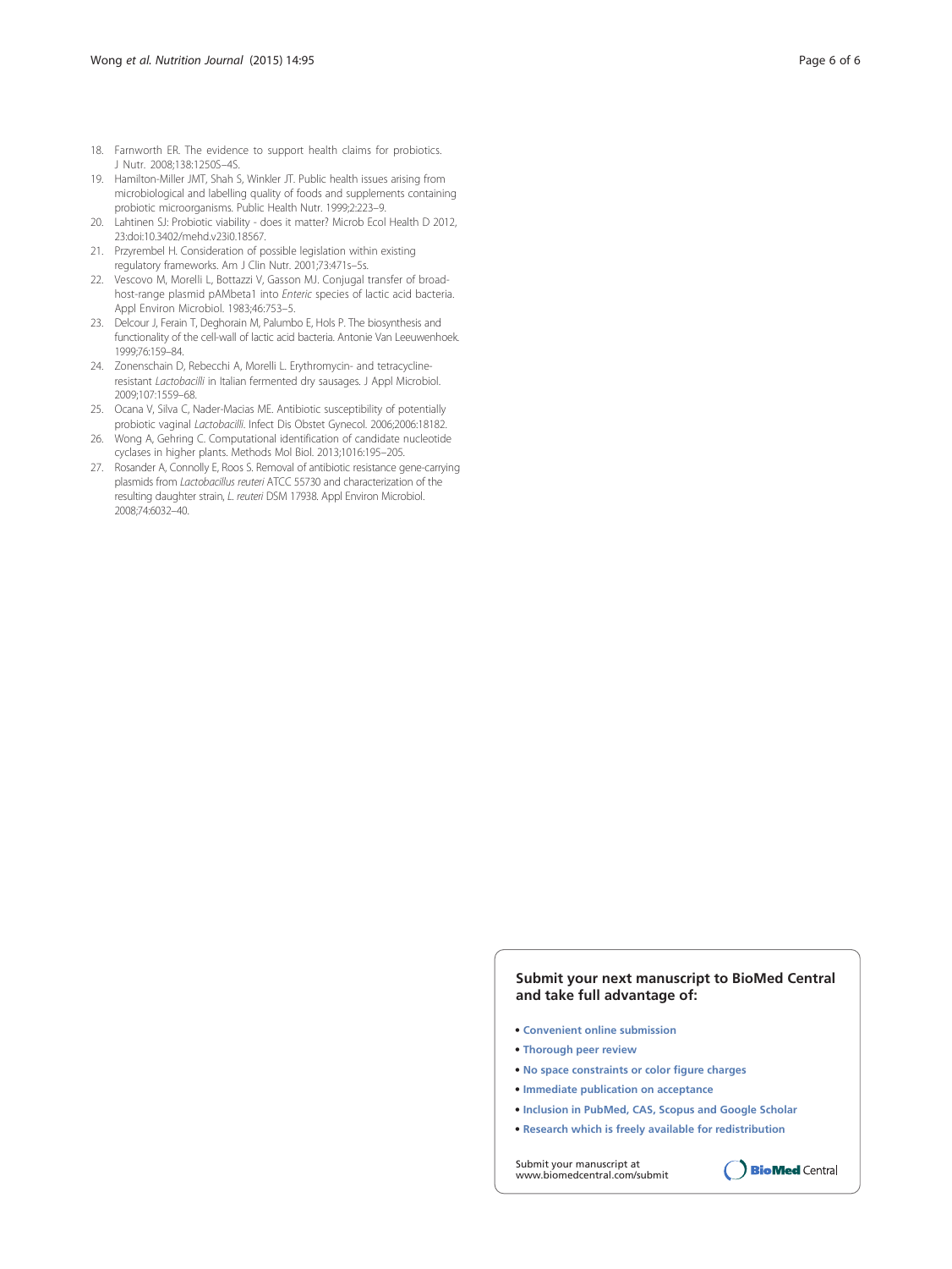18. Farnworth ER. The evidence to support health claims for probiotics. J Nutr. 2008;138:1250S–4S.
19. Hamilton-Miller JMT, Shah S, Winkler JT. Public health issues arising from microbiological and labelling quality of foods and supplements containing probiotic microorganisms. Public Health Nutr. 1999;2:223–9.
20. Lahtinen SJ: Probiotic viability - does it matter? Microb Ecol Health D 2012, 23:doi:10.3402/mehd.v23i0.18567.
21. Przyrembel H. Consideration of possible legislation within existing regulatory frameworks. Am J Clin Nutr. 2001;73:471s–5s.
22. Vescovo M, Morelli L, Bottazzi V, Gasson MJ. Conjugal transfer of broad-host-range plasmid pAMbeta1 into *Enteric* species of lactic acid bacteria. Appl Environ Microbiol. 1983;46:753–5.
23. Delcour J, Ferain T, Deghorain M, Palumbo E, Hols P. The biosynthesis and functionality of the cell-wall of lactic acid bacteria. Antonie Van Leeuwenhoek. 1999;76:159–84.
24. Zonenschain D, Rebecchi A, Morelli L. Erythromycin- and tetracycline-resistant *Lactobacilli* in Italian fermented dry sausages. J Appl Microbiol. 2009;107:1559–68.
25. Ocana V, Silva C, Nader-Macias ME. Antibiotic susceptibility of potentially probiotic vaginal *Lactobacilli*. Infect Dis Obstet Gynecol. 2006;2006:18182.
26. Wong A, Gehring C. Computational identification of candidate nucleotide cyclases in higher plants. Methods Mol Biol. 2013;1016:195–205.
27. Rosander A, Connolly E, Roos S. Removal of antibiotic resistance gene-carrying plasmids from *Lactobacillus reuteri* ATCC 55730 and characterization of the resulting daughter strain, *L. reuteri* DSM 17938. Appl Environ Microbiol. 2008;74:6032–40.

**Submit your next manuscript to BioMed Central and take full advantage of:**

- **Convenient online submission**
- **Thorough peer review**
- **No space constraints or color figure charges**
- **Immediate publication on acceptance**
- **Inclusion in PubMed, CAS, Scopus and Google Scholar**
- **Research which is freely available for redistribution**

Submit your manuscript at
www.biomedcentral.com/submit

BioMed Central